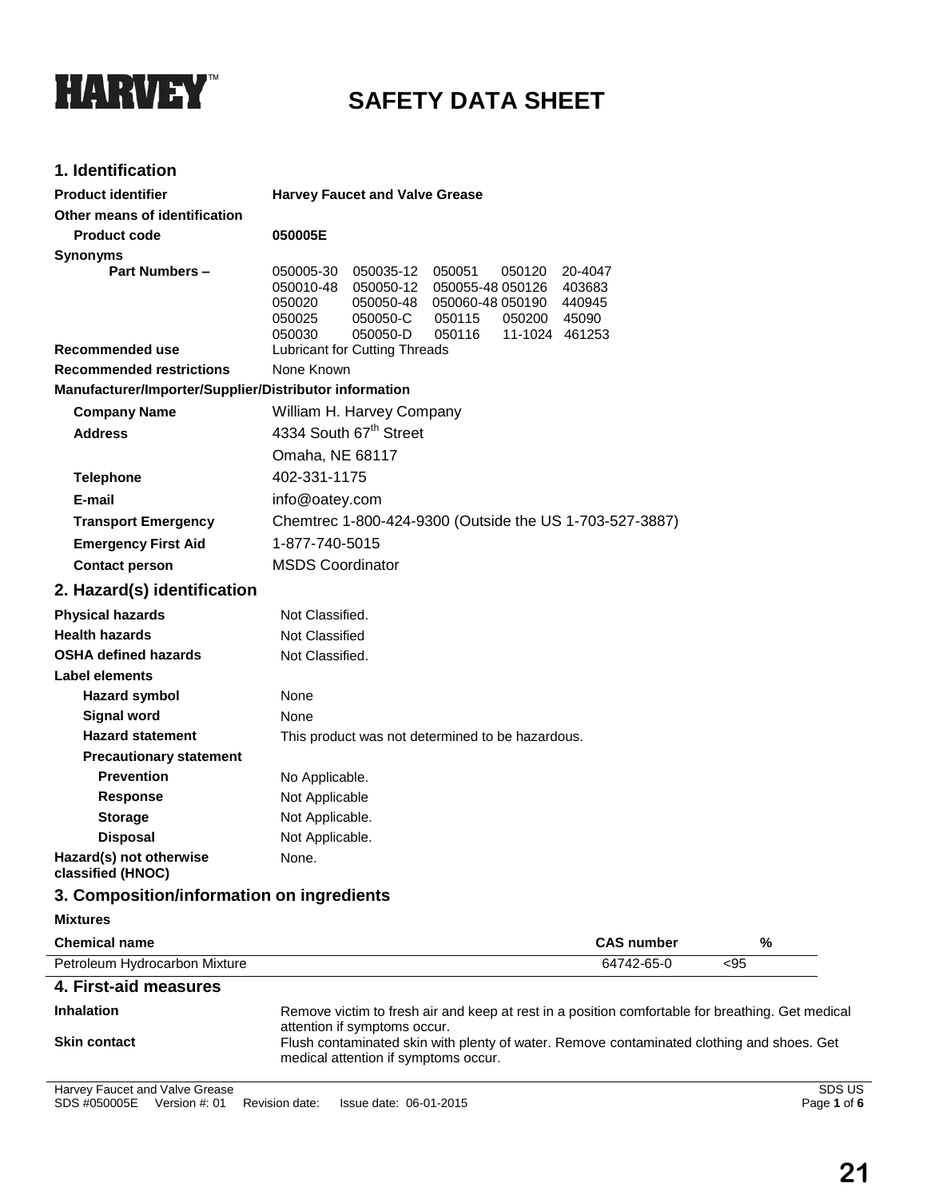HARVEY™

# SAFETY DATA SHEET

## 1. Identification

**Product identifier** **Harvey Faucet and Valve Grease**

**Other means of identification**

**Product code** **050005E**

**Synonyms**

**Part Numbers –**

| | | | | |
|---|---|---|---|---|
| 050005-30 | 050035-12 | 050051 | 050120 | 20-4047 |
| 050010-48 | 050050-12 | 050055-48 | 050126 | 403683 |
| 050020 | 050050-48 | 050060-48 | 050190 | 440945 |
| 050025 | 050050-C | 050115 | 050200 | 45090 |
| 050030 | 050050-D | 050116 | 11-1024 | 461253 |

**Recommended use** Lubricant for Cutting Threads

**Recommended restrictions** None Known

**Manufacturer/Importer/Supplier/Distributor information**

**Company Name** William H. Harvey Company

**Address** 4334 South 67th Street
Omaha, NE 68117

**Telephone** 402-331-1175

**E-mail** info@oatey.com

**Transport Emergency** Chemtrec 1-800-424-9300 (Outside the US 1-703-527-3887)

**Emergency First Aid** 1-877-740-5015

**Contact person** MSDS Coordinator

## 2. Hazard(s) identification

**Physical hazards** Not Classified.

**Health hazards** Not Classified

**OSHA defined hazards** Not Classified.

**Label elements**

**Hazard symbol** None

**Signal word** None

**Hazard statement** This product was not determined to be hazardous.

**Precautionary statement**

**Prevention** No Applicable.

**Response** Not Applicable

**Storage** Not Applicable.

**Disposal** Not Applicable.

**Hazard(s) not otherwise classified (HNOC)** None.

## 3. Composition/information on ingredients

**Mixtures**

| Chemical name | CAS number | % |
|---|---|---|
| Petroleum Hydrocarbon Mixture | 64742-65-0 | <95 |

## 4. First-aid measures

**Inhalation** Remove victim to fresh air and keep at rest in a position comfortable for breathing. Get medical attention if symptoms occur.

**Skin contact** Flush contaminated skin with plenty of water. Remove contaminated clothing and shoes. Get medical attention if symptoms occur.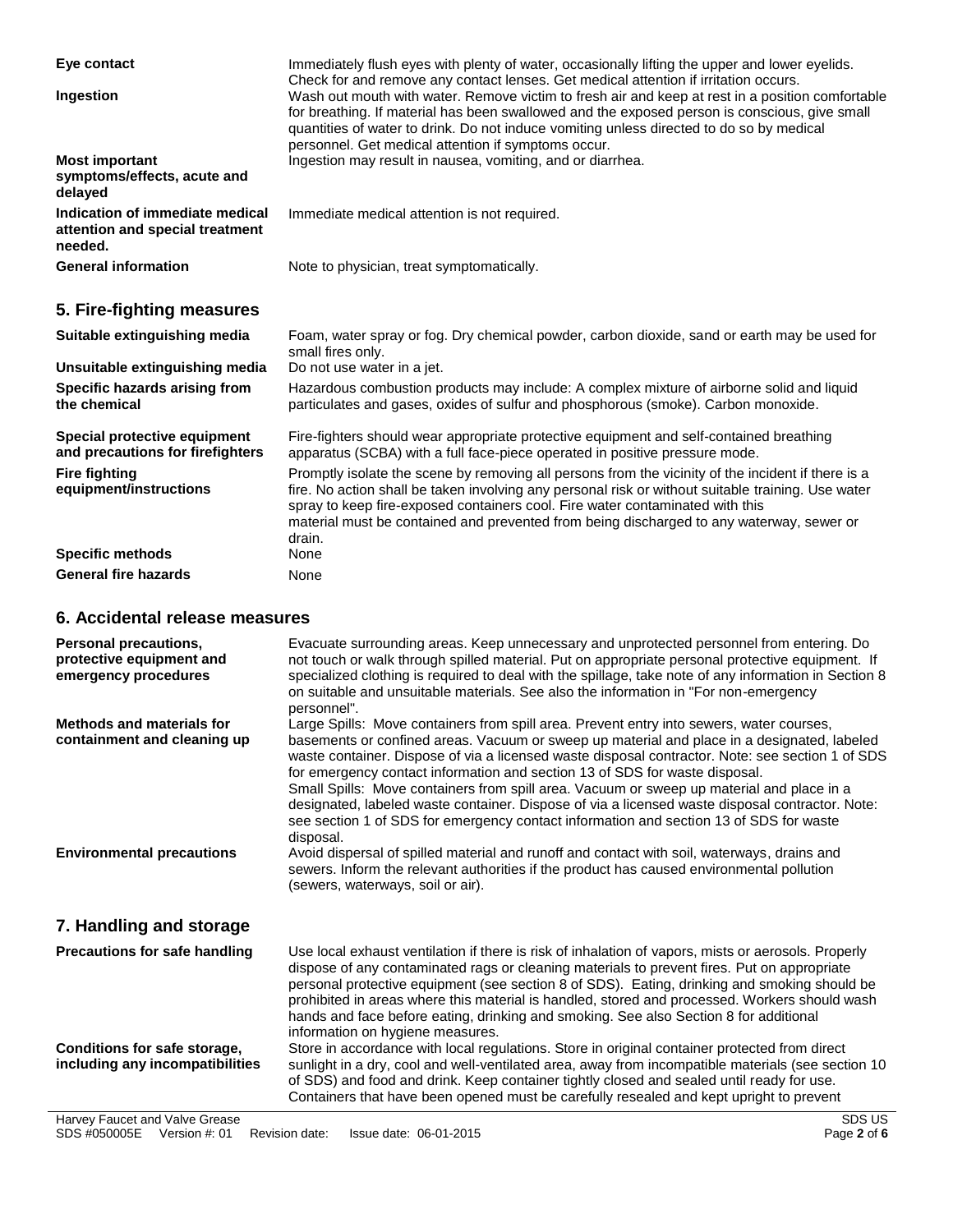**Eye contact** Immediately flush eyes with plenty of water, occasionally lifting the upper and lower eyelids. Check for and remove any contact lenses. Get medical attention if irritation occurs.

**Ingestion** Wash out mouth with water. Remove victim to fresh air and keep at rest in a position comfortable for breathing. If material has been swallowed and the exposed person is conscious, give small quantities of water to drink. Do not induce vomiting unless directed to do so by medical personnel. Get medical attention if symptoms occur.

**Most important symptoms/effects, acute and delayed** Ingestion may result in nausea, vomiting, and or diarrhea.

**Indication of immediate medical attention and special treatment needed.** Immediate medical attention is not required.

**General information** Note to physician, treat symptomatically.

## 5. Fire-fighting measures

**Suitable extinguishing media** Foam, water spray or fog. Dry chemical powder, carbon dioxide, sand or earth may be used for small fires only.

**Unsuitable extinguishing media** Do not use water in a jet.

**Specific hazards arising from the chemical** Hazardous combustion products may include: A complex mixture of airborne solid and liquid particulates and gases, oxides of sulfur and phosphorous (smoke). Carbon monoxide.

**Special protective equipment and precautions for firefighters** Fire-fighters should wear appropriate protective equipment and self-contained breathing apparatus (SCBA) with a full face-piece operated in positive pressure mode.

**Fire fighting equipment/instructions** Promptly isolate the scene by removing all persons from the vicinity of the incident if there is a fire. No action shall be taken involving any personal risk or without suitable training. Use water spray to keep fire-exposed containers cool. Fire water contaminated with this material must be contained and prevented from being discharged to any waterway, sewer or drain.

**Specific methods** None

**General fire hazards** None

## 6. Accidental release measures

**Personal precautions, protective equipment and emergency procedures** Evacuate surrounding areas. Keep unnecessary and unprotected personnel from entering. Do not touch or walk through spilled material. Put on appropriate personal protective equipment. If specialized clothing is required to deal with the spillage, take note of any information in Section 8 on suitable and unsuitable materials. See also the information in "For non-emergency personnel".

**Methods and materials for containment and cleaning up** Large Spills: Move containers from spill area. Prevent entry into sewers, water courses, basements or confined areas. Vacuum or sweep up material and place in a designated, labeled waste container. Dispose of via a licensed waste disposal contractor. Note: see section 1 of SDS for emergency contact information and section 13 of SDS for waste disposal.
Small Spills: Move containers from spill area. Vacuum or sweep up material and place in a designated, labeled waste container. Dispose of via a licensed waste disposal contractor. Note: see section 1 of SDS for emergency contact information and section 13 of SDS for waste disposal.

**Environmental precautions** Avoid dispersal of spilled material and runoff and contact with soil, waterways, drains and sewers. Inform the relevant authorities if the product has caused environmental pollution (sewers, waterways, soil or air).

## 7. Handling and storage

**Precautions for safe handling** Use local exhaust ventilation if there is risk of inhalation of vapors, mists or aerosols. Properly dispose of any contaminated rags or cleaning materials to prevent fires. Put on appropriate personal protective equipment (see section 8 of SDS). Eating, drinking and smoking should be prohibited in areas where this material is handled, stored and processed. Workers should wash hands and face before eating, drinking and smoking. See also Section 8 for additional information on hygiene measures.

**Conditions for safe storage, including any incompatibilities** Store in accordance with local regulations. Store in original container protected from direct sunlight in a dry, cool and well-ventilated area, away from incompatible materials (see section 10 of SDS) and food and drink. Keep container tightly closed and sealed until ready for use. Containers that have been opened must be carefully resealed and kept upright to prevent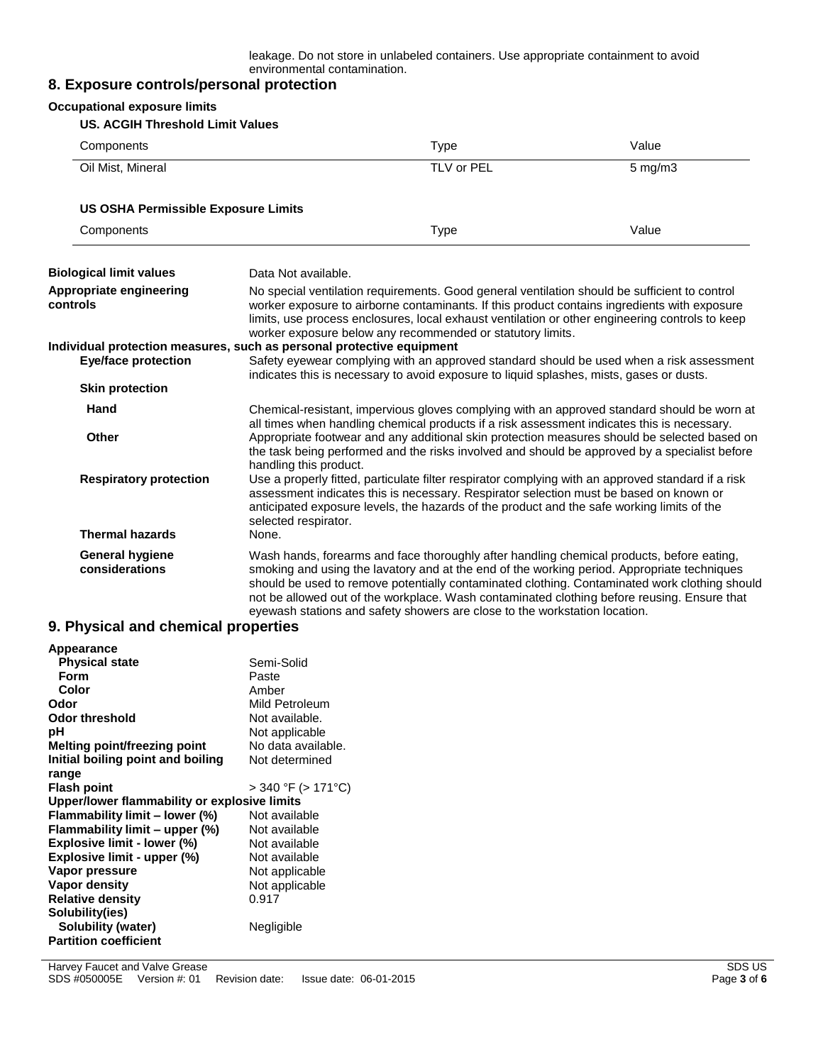leakage. Do not store in unlabeled containers. Use appropriate containment to avoid environmental contamination.

## 8. Exposure controls/personal protection

**Occupational exposure limits**

**US. ACGIH Threshold Limit Values**

| Components | Type | Value |
|---|---|---|
| Oil Mist, Mineral | TLV or PEL | 5 mg/m3 |

**US OSHA Permissible Exposure Limits**

| Components | Type | Value |
|---|---|---|

**Biological limit values**
Data Not available.

**Appropriate engineering controls**
No special ventilation requirements. Good general ventilation should be sufficient to control worker exposure to airborne contaminants. If this product contains ingredients with exposure limits, use process enclosures, local exhaust ventilation or other engineering controls to keep worker exposure below any recommended or statutory limits.

**Individual protection measures, such as personal protective equipment**

**Eye/face protection**
Safety eyewear complying with an approved standard should be used when a risk assessment indicates this is necessary to avoid exposure to liquid splashes, mists, gases or dusts.

**Skin protection**

**Hand**
Chemical-resistant, impervious gloves complying with an approved standard should be worn at all times when handling chemical products if a risk assessment indicates this is necessary.

**Other**
Appropriate footwear and any additional skin protection measures should be selected based on the task being performed and the risks involved and should be approved by a specialist before handling this product.

**Respiratory protection**
Use a properly fitted, particulate filter respirator complying with an approved standard if a risk assessment indicates this is necessary. Respirator selection must be based on known or anticipated exposure levels, the hazards of the product and the safe working limits of the selected respirator.

**Thermal hazards**
None.

**General hygiene considerations**
Wash hands, forearms and face thoroughly after handling chemical products, before eating, smoking and using the lavatory and at the end of the working period. Appropriate techniques should be used to remove potentially contaminated clothing. Contaminated work clothing should not be allowed out of the workplace. Wash contaminated clothing before reusing. Ensure that eyewash stations and safety showers are close to the workstation location.

## 9. Physical and chemical properties

**Appearance**

| | |
|---|---|
| **Physical state** | Semi-Solid |
| **Form** | Paste |
| **Color** | Amber |
| **Odor** | Mild Petroleum |
| **Odor threshold** | Not available. |
| **pH** | Not applicable |
| **Melting point/freezing point** | No data available. |
| **Initial boiling point and boiling range** | Not determined |
| **Flash point** | > 340 °F (> 171°C) |
| **Upper/lower flammability or explosive limits** | |
| **Flammability limit – lower (%)** | Not available |
| **Flammability limit – upper (%)** | Not available |
| **Explosive limit - lower (%)** | Not available |
| **Explosive limit - upper (%)** | Not available |
| **Vapor pressure** | Not applicable |
| **Vapor density** | Not applicable |
| **Relative density** | 0.917 |
| **Solubility(ies)** | |
| **Solubility (water)** | Negligible |
| **Partition coefficient** | |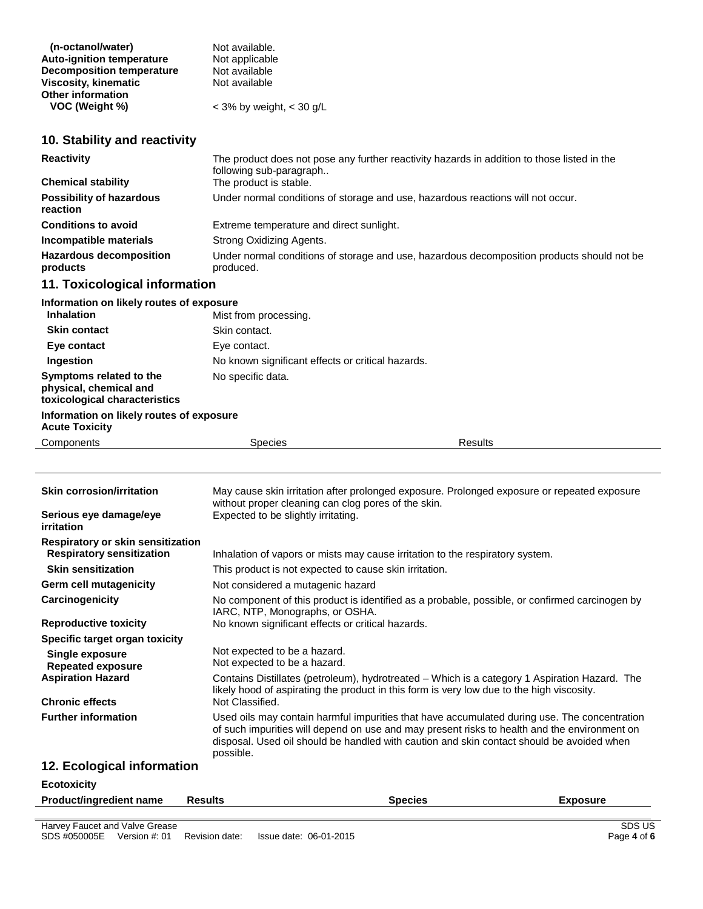| | |
|---|---|
| **(n-octanol/water)** | Not available. |
| **Auto-ignition temperature** | Not applicable |
| **Decomposition temperature** | Not available |
| **Viscosity, kinematic** | Not available |
| **Other information** | |
| **VOC (Weight %)** | < 3% by weight, < 30 g/L |

## 10. Stability and reactivity

| | |
|---|---|
| **Reactivity** | The product does not pose any further reactivity hazards in addition to those listed in the following sub-paragraph.. |
| **Chemical stability** | The product is stable. |
| **Possibility of hazardous reaction** | Under normal conditions of storage and use, hazardous reactions will not occur. |
| **Conditions to avoid** | Extreme temperature and direct sunlight. |
| **Incompatible materials** | Strong Oxidizing Agents. |
| **Hazardous decomposition products** | Under normal conditions of storage and use, hazardous decomposition products should not be produced. |

## 11. Toxicological information

**Information on likely routes of exposure**

| | |
|---|---|
| **Inhalation** | Mist from processing. |
| **Skin contact** | Skin contact. |
| **Eye contact** | Eye contact. |
| **Ingestion** | No known significant effects or critical hazards. |
| **Symptoms related to the physical, chemical and toxicological characteristics** | No specific data. |

**Information on likely routes of exposure**

**Acute Toxicity**

| Components | Species | Results |
|---|---|---|
| | | |

| | |
|---|---|
| **Skin corrosion/irritation** | May cause skin irritation after prolonged exposure. Prolonged exposure or repeated exposure without proper cleaning can clog pores of the skin. |
| **Serious eye damage/eye irritation** | Expected to be slightly irritating. |
| **Respiratory or skin sensitization** | |
| **Respiratory sensitization** | Inhalation of vapors or mists may cause irritation to the respiratory system. |
| **Skin sensitization** | This product is not expected to cause skin irritation. |
| **Germ cell mutagenicity** | Not considered a mutagenic hazard |
| **Carcinogenicity** | No component of this product is identified as a probable, possible, or confirmed carcinogen by IARC, NTP, Monographs, or OSHA. |
| **Reproductive toxicity** | No known significant effects or critical hazards. |
| **Specific target organ toxicity** | |
| **Single exposure** | Not expected to be a hazard. |
| **Repeated exposure** | Not expected to be a hazard. |
| **Aspiration Hazard** | Contains Distillates (petroleum), hydrotreated – Which is a category 1 Aspiration Hazard. The likely hood of aspirating the product in this form is very low due to the high viscosity. |
| **Chronic effects** | Not Classified. |
| **Further information** | Used oils may contain harmful impurities that have accumulated during use. The concentration of such impurities will depend on use and may present risks to health and the environment on disposal. Used oil should be handled with caution and skin contact should be avoided when possible. |

## 12. Ecological information

**Ecotoxicity**

| Product/ingredient name | Results | Species | Exposure |
|---|---|---|---|
| | | | |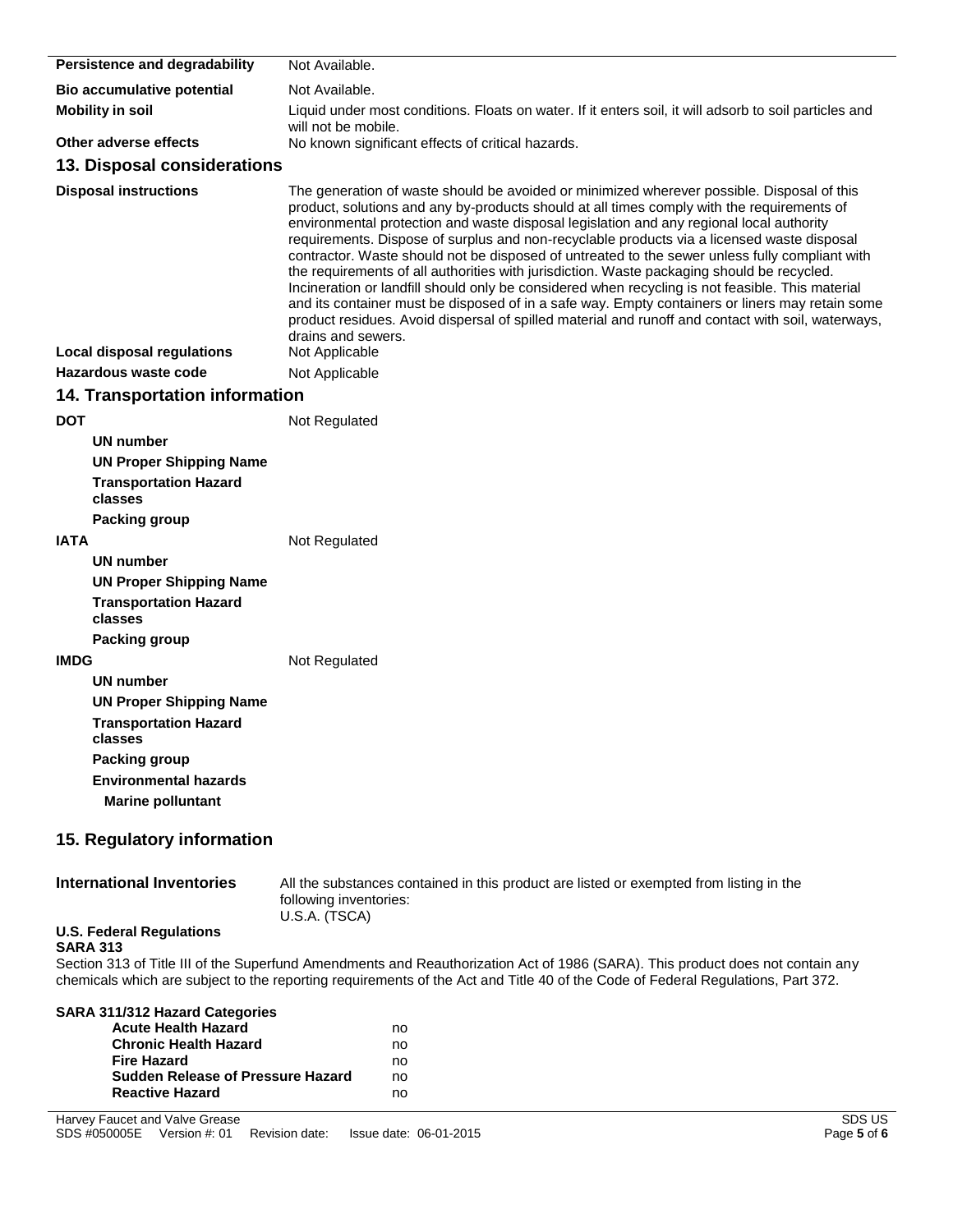**Persistence and degradability** Not Available.

**Bio accumulative potential** Not Available.

**Mobility in soil** Liquid under most conditions. Floats on water. If it enters soil, it will adsorb to soil particles and will not be mobile.

**Other adverse effects** No known significant effects of critical hazards.

## 13. Disposal considerations

**Disposal instructions** The generation of waste should be avoided or minimized wherever possible. Disposal of this product, solutions and any by-products should at all times comply with the requirements of environmental protection and waste disposal legislation and any regional local authority requirements. Dispose of surplus and non-recyclable products via a licensed waste disposal contractor. Waste should not be disposed of untreated to the sewer unless fully compliant with the requirements of all authorities with jurisdiction. Waste packaging should be recycled. Incineration or landfill should only be considered when recycling is not feasible. This material and its container must be disposed of in a safe way. Empty containers or liners may retain some product residues. Avoid dispersal of spilled material and runoff and contact with soil, waterways, drains and sewers.

**Local disposal regulations** Not Applicable

**Hazardous waste code** Not Applicable

## 14. Transportation information

**DOT** Not Regulated

- **UN number**
- **UN Proper Shipping Name**
- **Transportation Hazard classes**
- **Packing group**

**IATA** Not Regulated

- **UN number**
- **UN Proper Shipping Name**
- **Transportation Hazard classes**
- **Packing group**

**IMDG** Not Regulated

- **UN number**
- **UN Proper Shipping Name**
- **Transportation Hazard classes**
- **Packing group**
- **Environmental hazards**
  - **Marine pollutant**

## 15. Regulatory information

**International Inventories** All the substances contained in this product are listed or exempted from listing in the following inventories:
U.S.A. (TSCA)

**U.S. Federal Regulations**

**SARA 313**

Section 313 of Title III of the Superfund Amendments and Reauthorization Act of 1986 (SARA). This product does not contain any chemicals which are subject to the reporting requirements of the Act and Title 40 of the Code of Federal Regulations, Part 372.

**SARA 311/312 Hazard Categories**

| | |
|---|---|
| **Acute Health Hazard** | no |
| **Chronic Health Hazard** | no |
| **Fire Hazard** | no |
| **Sudden Release of Pressure Hazard** | no |
| **Reactive Hazard** | no |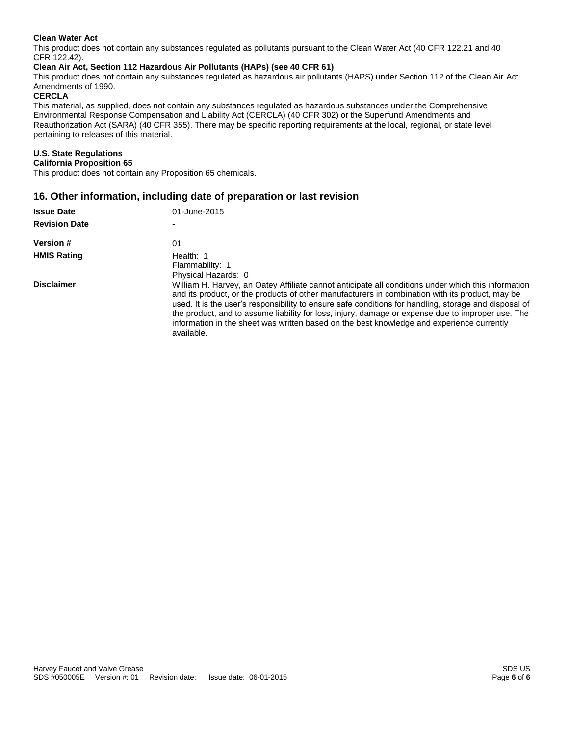**Clean Water Act**

This product does not contain any substances regulated as pollutants pursuant to the Clean Water Act (40 CFR 122.21 and 40 CFR 122.42).

**Clean Air Act, Section 112 Hazardous Air Pollutants (HAPs) (see 40 CFR 61)**

This product does not contain any substances regulated as hazardous air pollutants (HAPS) under Section 112 of the Clean Air Act Amendments of 1990.

**CERCLA**

This material, as supplied, does not contain any substances regulated as hazardous substances under the Comprehensive Environmental Response Compensation and Liability Act (CERCLA) (40 CFR 302) or the Superfund Amendments and Reauthorization Act (SARA) (40 CFR 355). There may be specific reporting requirements at the local, regional, or state level pertaining to releases of this material.

**U.S. State Regulations**

**California Proposition 65**

This product does not contain any Proposition 65 chemicals.

## 16. Other information, including date of preparation or last revision

| | |
|---|---|
| **Issue Date** | 01-June-2015 |
| **Revision Date** | - |
| **Version #** | 01 |
| **HMIS Rating** | Health: 1<br>Flammability: 1<br>Physical Hazards: 0 |
| **Disclaimer** | William H. Harvey, an Oatey Affiliate cannot anticipate all conditions under which this information and its product, or the products of other manufacturers in combination with its product, may be used. It is the user's responsibility to ensure safe conditions for handling, storage and disposal of the product, and to assume liability for loss, injury, damage or expense due to improper use. The information in the sheet was written based on the best knowledge and experience currently available. |